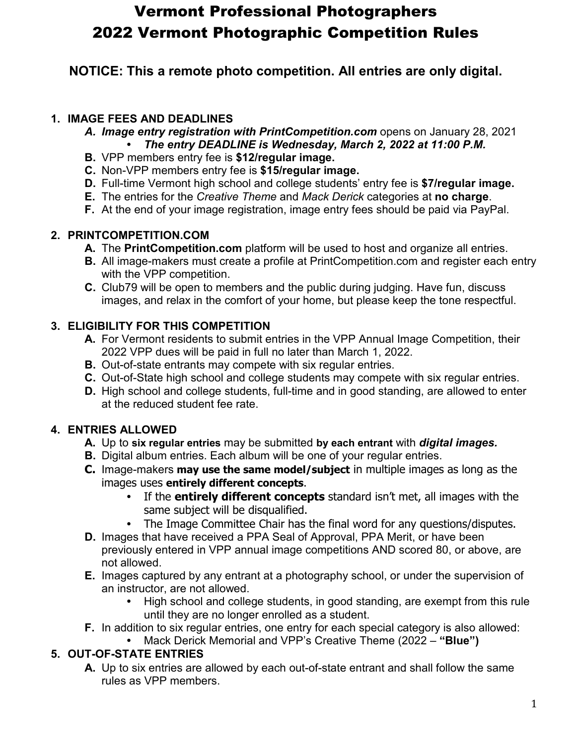# Vermont Professional Photographers
# 2022 Vermont Photographic Competition Rules

**NOTICE: This a remote photo competition. All entries are only digital.**

1. **IMAGE FEES AND DEADLINES**
   - **_A. Image entry registration with PrintCompetition.com_** opens on January 28, 2021
     - **_The entry DEADLINE is Wednesday, March 2, 2022 at 11:00 P.M._**
   - **B.** VPP members entry fee is **$12/regular image.**
   - **C.** Non-VPP members entry fee is **$15/regular image.**
   - **D.** Full-time Vermont high school and college students' entry fee is **$7/regular image.**
   - **E.** The entries for the *Creative Theme* and *Mack Derick* categories at **no charge**.
   - **F.** At the end of your image registration, image entry fees should be paid via PayPal.

2. **PRINTCOMPETITION.COM**
   - **A.** The **PrintCompetition.com** platform will be used to host and organize all entries.
   - **B.** All image-makers must create a profile at PrintCompetition.com and register each entry with the VPP competition.
   - **C.** Club79 will be open to members and the public during judging. Have fun, discuss images, and relax in the comfort of your home, but please keep the tone respectful.

3. **ELIGIBILITY FOR THIS COMPETITION**
   - **A.** For Vermont residents to submit entries in the VPP Annual Image Competition, their 2022 VPP dues will be paid in full no later than March 1, 2022.
   - **B.** Out-of-state entrants may compete with six regular entries.
   - **C.** Out-of-State high school and college students may compete with six regular entries.
   - **D.** High school and college students, full-time and in good standing, are allowed to enter at the reduced student fee rate.

4. **ENTRIES ALLOWED**
   - **A.** Up to **six regular entries** may be submitted **by each entrant** with ***digital images.***
   - **B.** Digital album entries. Each album will be one of your regular entries.
   - **C.** Image-makers **may use the same model/subject** in multiple images as long as the images uses **entirely different concepts**.
     - If the **entirely different concepts** standard isn't met, all images with the same subject will be disqualified.
     - The Image Committee Chair has the final word for any questions/disputes.
   - **D.** Images that have received a PPA Seal of Approval, PPA Merit, or have been previously entered in VPP annual image competitions AND scored 80, or above, are not allowed.
   - **E.** Images captured by any entrant at a photography school, or under the supervision of an instructor, are not allowed.
     - High school and college students, in good standing, are exempt from this rule until they are no longer enrolled as a student.
   - **F.** In addition to six regular entries, one entry for each special category is also allowed:
     - Mack Derick Memorial and VPP's Creative Theme (2022 – **"Blue")**

5. **OUT-OF-STATE ENTRIES**
   - **A.** Up to six entries are allowed by each out-of-state entrant and shall follow the same rules as VPP members.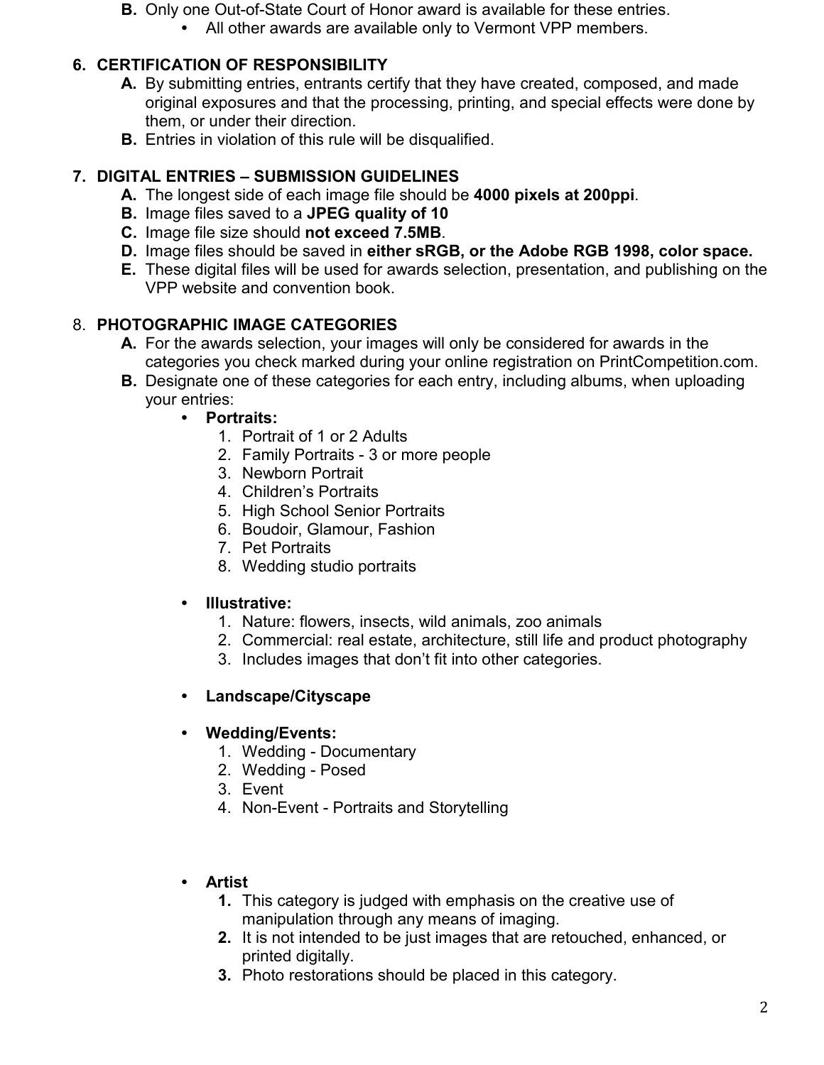**B.** Only one Out-of-State Court of Honor award is available for these entries.
- All other awards are available only to Vermont VPP members.

## 6. CERTIFICATION OF RESPONSIBILITY

**A.** By submitting entries, entrants certify that they have created, composed, and made original exposures and that the processing, printing, and special effects were done by them, or under their direction.

**B.** Entries in violation of this rule will be disqualified.

## 7. DIGITAL ENTRIES – SUBMISSION GUIDELINES

**A.** The longest side of each image file should be **4000 pixels at 200ppi**.

**B.** Image files saved to a **JPEG quality of 10**

**C.** Image file size should **not exceed 7.5MB**.

**D.** Image files should be saved in **either sRGB, or the Adobe RGB 1998, color space.**

**E.** These digital files will be used for awards selection, presentation, and publishing on the VPP website and convention book.

## 8. PHOTOGRAPHIC IMAGE CATEGORIES

**A.** For the awards selection, your images will only be considered for awards in the categories you check marked during your online registration on PrintCompetition.com.

**B.** Designate one of these categories for each entry, including albums, when uploading your entries:

- **Portraits:**
  1. Portrait of 1 or 2 Adults
  2. Family Portraits - 3 or more people
  3. Newborn Portrait
  4. Children's Portraits
  5. High School Senior Portraits
  6. Boudoir, Glamour, Fashion
  7. Pet Portraits
  8. Wedding studio portraits

- **Illustrative:**
  1. Nature: flowers, insects, wild animals, zoo animals
  2. Commercial: real estate, architecture, still life and product photography
  3. Includes images that don't fit into other categories.

- **Landscape/Cityscape**

- **Wedding/Events:**
  1. Wedding - Documentary
  2. Wedding - Posed
  3. Event
  4. Non-Event - Portraits and Storytelling

- **Artist**
  1. This category is judged with emphasis on the creative use of manipulation through any means of imaging.
  2. It is not intended to be just images that are retouched, enhanced, or printed digitally.
  3. Photo restorations should be placed in this category.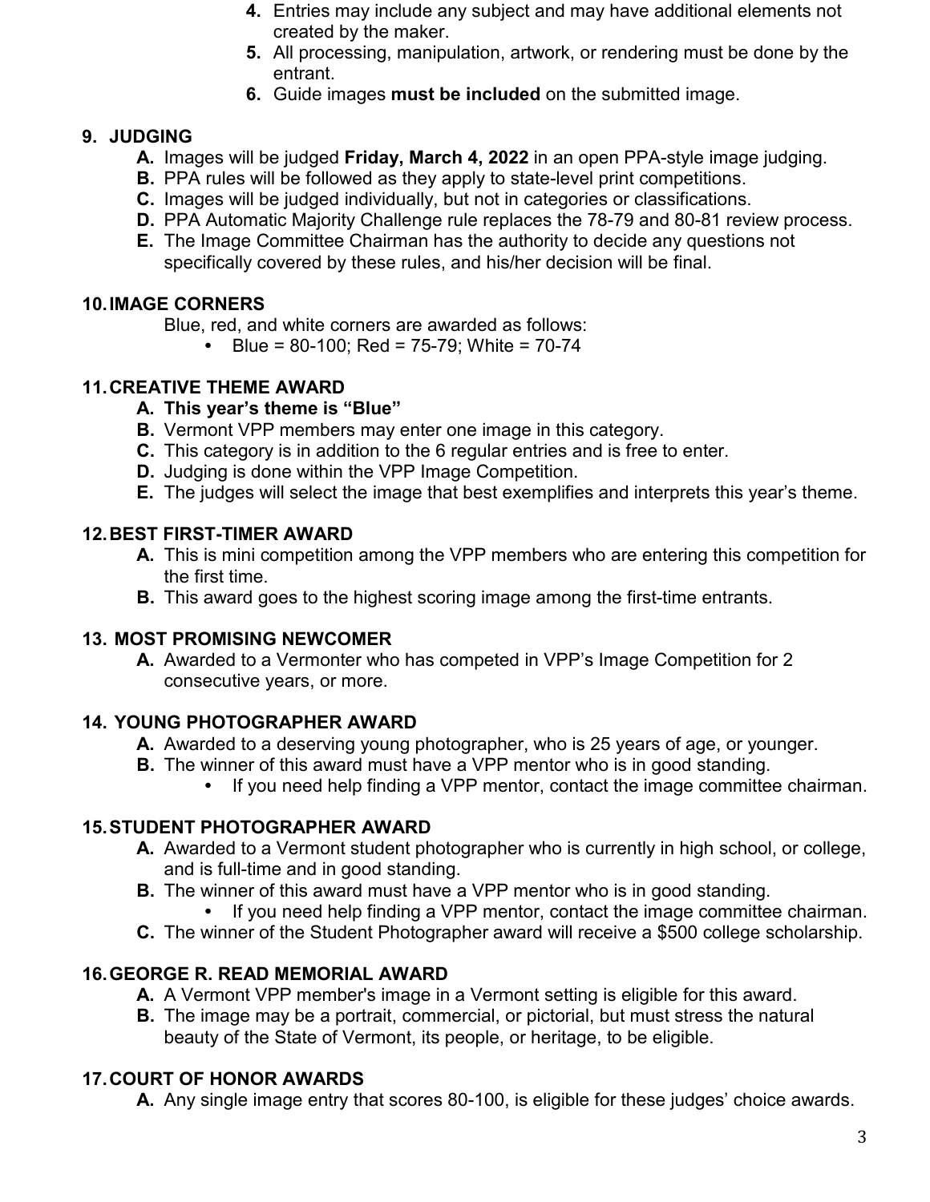4. Entries may include any subject and may have additional elements not created by the maker.
5. All processing, manipulation, artwork, or rendering must be done by the entrant.
6. Guide images **must be included** on the submitted image.

## 9. JUDGING

- **A.** Images will be judged **Friday, March 4, 2022** in an open PPA-style image judging.
- **B.** PPA rules will be followed as they apply to state-level print competitions.
- **C.** Images will be judged individually, but not in categories or classifications.
- **D.** PPA Automatic Majority Challenge rule replaces the 78-79 and 80-81 review process.
- **E.** The Image Committee Chairman has the authority to decide any questions not specifically covered by these rules, and his/her decision will be final.

## 10. IMAGE CORNERS

Blue, red, and white corners are awarded as follows:

- Blue = 80-100; Red = 75-79; White = 70-74

## 11. CREATIVE THEME AWARD

- **A. This year's theme is "Blue"**
- **B.** Vermont VPP members may enter one image in this category.
- **C.** This category is in addition to the 6 regular entries and is free to enter.
- **D.** Judging is done within the VPP Image Competition.
- **E.** The judges will select the image that best exemplifies and interprets this year's theme.

## 12. BEST FIRST-TIMER AWARD

- **A.** This is mini competition among the VPP members who are entering this competition for the first time.
- **B.** This award goes to the highest scoring image among the first-time entrants.

## 13. MOST PROMISING NEWCOMER

- **A.** Awarded to a Vermonter who has competed in VPP's Image Competition for 2 consecutive years, or more.

## 14. YOUNG PHOTOGRAPHER AWARD

- **A.** Awarded to a deserving young photographer, who is 25 years of age, or younger.
- **B.** The winner of this award must have a VPP mentor who is in good standing.
  - If you need help finding a VPP mentor, contact the image committee chairman.

## 15. STUDENT PHOTOGRAPHER AWARD

- **A.** Awarded to a Vermont student photographer who is currently in high school, or college, and is full-time and in good standing.
- **B.** The winner of this award must have a VPP mentor who is in good standing.
  - If you need help finding a VPP mentor, contact the image committee chairman.
- **C.** The winner of the Student Photographer award will receive a $500 college scholarship.

## 16. GEORGE R. READ MEMORIAL AWARD

- **A.** A Vermont VPP member's image in a Vermont setting is eligible for this award.
- **B.** The image may be a portrait, commercial, or pictorial, but must stress the natural beauty of the State of Vermont, its people, or heritage, to be eligible.

## 17. COURT OF HONOR AWARDS

- **A.** Any single image entry that scores 80-100, is eligible for these judges' choice awards.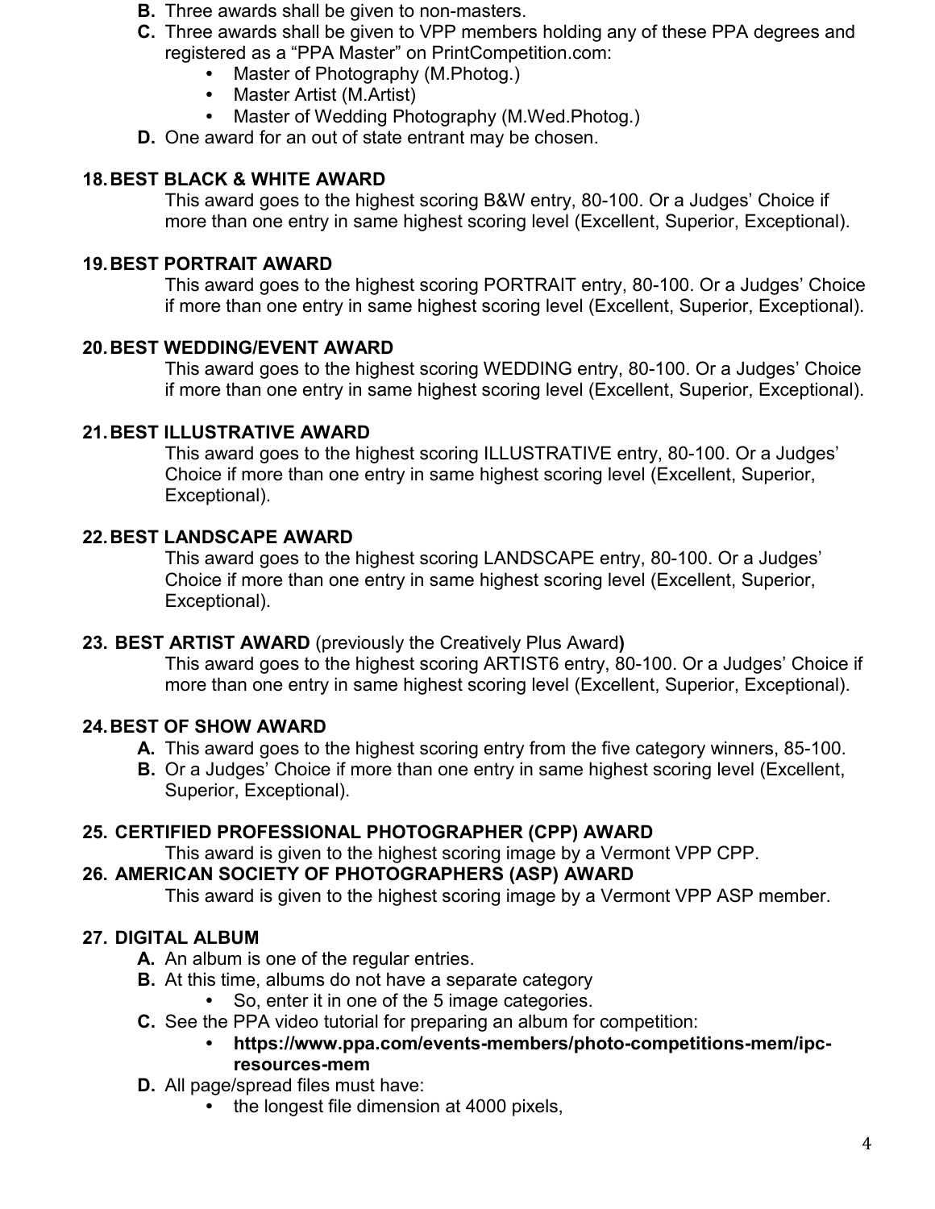**B.** Three awards shall be given to non-masters.

**C.** Three awards shall be given to VPP members holding any of these PPA degrees and registered as a "PPA Master" on PrintCompetition.com:

- Master of Photography (M.Photog.)
- Master Artist (M.Artist)
- Master of Wedding Photography (M.Wed.Photog.)

**D.** One award for an out of state entrant may be chosen.

### 18. BEST BLACK & WHITE AWARD

This award goes to the highest scoring B&W entry, 80-100. Or a Judges' Choice if more than one entry in same highest scoring level (Excellent, Superior, Exceptional).

### 19. BEST PORTRAIT AWARD

This award goes to the highest scoring PORTRAIT entry, 80-100. Or a Judges' Choice if more than one entry in same highest scoring level (Excellent, Superior, Exceptional).

### 20. BEST WEDDING/EVENT AWARD

This award goes to the highest scoring WEDDING entry, 80-100. Or a Judges' Choice if more than one entry in same highest scoring level (Excellent, Superior, Exceptional).

### 21. BEST ILLUSTRATIVE AWARD

This award goes to the highest scoring ILLUSTRATIVE entry, 80-100. Or a Judges' Choice if more than one entry in same highest scoring level (Excellent, Superior, Exceptional).

### 22. BEST LANDSCAPE AWARD

This award goes to the highest scoring LANDSCAPE entry, 80-100. Or a Judges' Choice if more than one entry in same highest scoring level (Excellent, Superior, Exceptional).

### 23. BEST ARTIST AWARD (previously the Creatively Plus Award)

This award goes to the highest scoring ARTIST6 entry, 80-100. Or a Judges' Choice if more than one entry in same highest scoring level (Excellent, Superior, Exceptional).

### 24. BEST OF SHOW AWARD

**A.** This award goes to the highest scoring entry from the five category winners, 85-100.

**B.** Or a Judges' Choice if more than one entry in same highest scoring level (Excellent, Superior, Exceptional).

### 25. CERTIFIED PROFESSIONAL PHOTOGRAPHER (CPP) AWARD

This award is given to the highest scoring image by a Vermont VPP CPP.

### 26. AMERICAN SOCIETY OF PHOTOGRAPHERS (ASP) AWARD

This award is given to the highest scoring image by a Vermont VPP ASP member.

### 27. DIGITAL ALBUM

**A.** An album is one of the regular entries.

**B.** At this time, albums do not have a separate category

- So, enter it in one of the 5 image categories.

**C.** See the PPA video tutorial for preparing an album for competition:

- **https://www.ppa.com/events-members/photo-competitions-mem/ipc-resources-mem**

**D.** All page/spread files must have:

- the longest file dimension at 4000 pixels,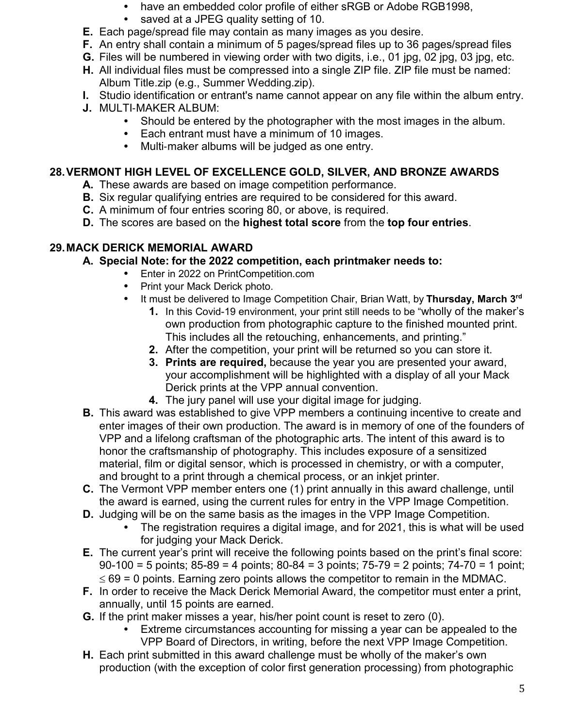- have an embedded color profile of either sRGB or Adobe RGB1998,
- saved at a JPEG quality setting of 10.

**E.** Each page/spread file may contain as many images as you desire.

**F.** An entry shall contain a minimum of 5 pages/spread files up to 36 pages/spread files

**G.** Files will be numbered in viewing order with two digits, i.e., 01 jpg, 02 jpg, 03 jpg, etc.

**H.** All individual files must be compressed into a single ZIP file. ZIP file must be named: Album Title.zip (e.g., Summer Wedding.zip).

**I.** Studio identification or entrant's name cannot appear on any file within the album entry.

**J.** MULTI-MAKER ALBUM:

- Should be entered by the photographer with the most images in the album.
- Each entrant must have a minimum of 10 images.
- Multi-maker albums will be judged as one entry.

## 28. VERMONT HIGH LEVEL OF EXCELLENCE GOLD, SILVER, AND BRONZE AWARDS

**A.** These awards are based on image competition performance.

**B.** Six regular qualifying entries are required to be considered for this award.

**C.** A minimum of four entries scoring 80, or above, is required.

**D.** The scores are based on the **highest total score** from the **top four entries**.

## 29. MACK DERICK MEMORIAL AWARD

**A. Special Note: for the 2022 competition, each printmaker needs to:**

- Enter in 2022 on PrintCompetition.com
- Print your Mack Derick photo.
- It must be delivered to Image Competition Chair, Brian Watt, by **Thursday, March 3rd**
  1. In this Covid-19 environment, your print still needs to be "wholly of the maker's own production from photographic capture to the finished mounted print. This includes all the retouching, enhancements, and printing."
  2. After the competition, your print will be returned so you can store it.
  3. **Prints are required,** because the year you are presented your award, your accomplishment will be highlighted with a display of all your Mack Derick prints at the VPP annual convention.
  4. The jury panel will use your digital image for judging.

**B.** This award was established to give VPP members a continuing incentive to create and enter images of their own production. The award is in memory of one of the founders of VPP and a lifelong craftsman of the photographic arts. The intent of this award is to honor the craftsmanship of photography. This includes exposure of a sensitized material, film or digital sensor, which is processed in chemistry, or with a computer, and brought to a print through a chemical process, or an inkjet printer.

**C.** The Vermont VPP member enters one (1) print annually in this award challenge, until the award is earned, using the current rules for entry in the VPP Image Competition.

**D.** Judging will be on the same basis as the images in the VPP Image Competition.

- The registration requires a digital image, and for 2021, this is what will be used for judging your Mack Derick.

**E.** The current year's print will receive the following points based on the print's final score: 90-100 = 5 points; 85-89 = 4 points; 80-84 = 3 points; 75-79 = 2 points; 74-70 = 1 point; $\leq$ 69 = 0 points. Earning zero points allows the competitor to remain in the MDMAC.

**F.** In order to receive the Mack Derick Memorial Award, the competitor must enter a print, annually, until 15 points are earned.

**G.** If the print maker misses a year, his/her point count is reset to zero (0).

- Extreme circumstances accounting for missing a year can be appealed to the VPP Board of Directors, in writing, before the next VPP Image Competition.

**H.** Each print submitted in this award challenge must be wholly of the maker's own production (with the exception of color first generation processing) from photographic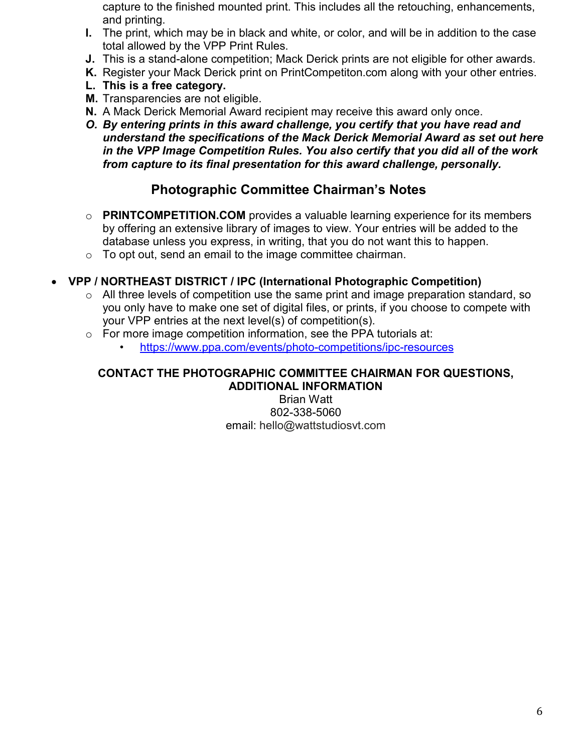capture to the finished mounted print. This includes all the retouching, enhancements, and printing.

**I.** The print, which may be in black and white, or color, and will be in addition to the case total allowed by the VPP Print Rules.

**J.** This is a stand-alone competition; Mack Derick prints are not eligible for other awards.

**K.** Register your Mack Derick print on PrintCompetiton.com along with your other entries.

**L. This is a free category.**

**M.** Transparencies are not eligible.

**N.** A Mack Derick Memorial Award recipient may receive this award only once.

***O. By entering prints in this award challenge, you certify that you have read and understand the specifications of the Mack Derick Memorial Award as set out here in the VPP Image Competition Rules. You also certify that you did all of the work from capture to its final presentation for this award challenge, personally.***

## Photographic Committee Chairman's Notes

- **PRINTCOMPETITION.COM** provides a valuable learning experience for its members by offering an extensive library of images to view. Your entries will be added to the database unless you express, in writing, that you do not want this to happen.
- To opt out, send an email to the image committee chairman.

- **VPP / NORTHEAST DISTRICT / IPC (International Photographic Competition)**
  - All three levels of competition use the same print and image preparation standard, so you only have to make one set of digital files, or prints, if you choose to compete with your VPP entries at the next level(s) of competition(s).
  - For more image competition information, see the PPA tutorials at:
    - https://www.ppa.com/events/photo-competitions/ipc-resources

**CONTACT THE PHOTOGRAPHIC COMMITTEE CHAIRMAN FOR QUESTIONS, ADDITIONAL INFORMATION**

Brian Watt
802-338-5060
email: hello@wattstudiosvt.com